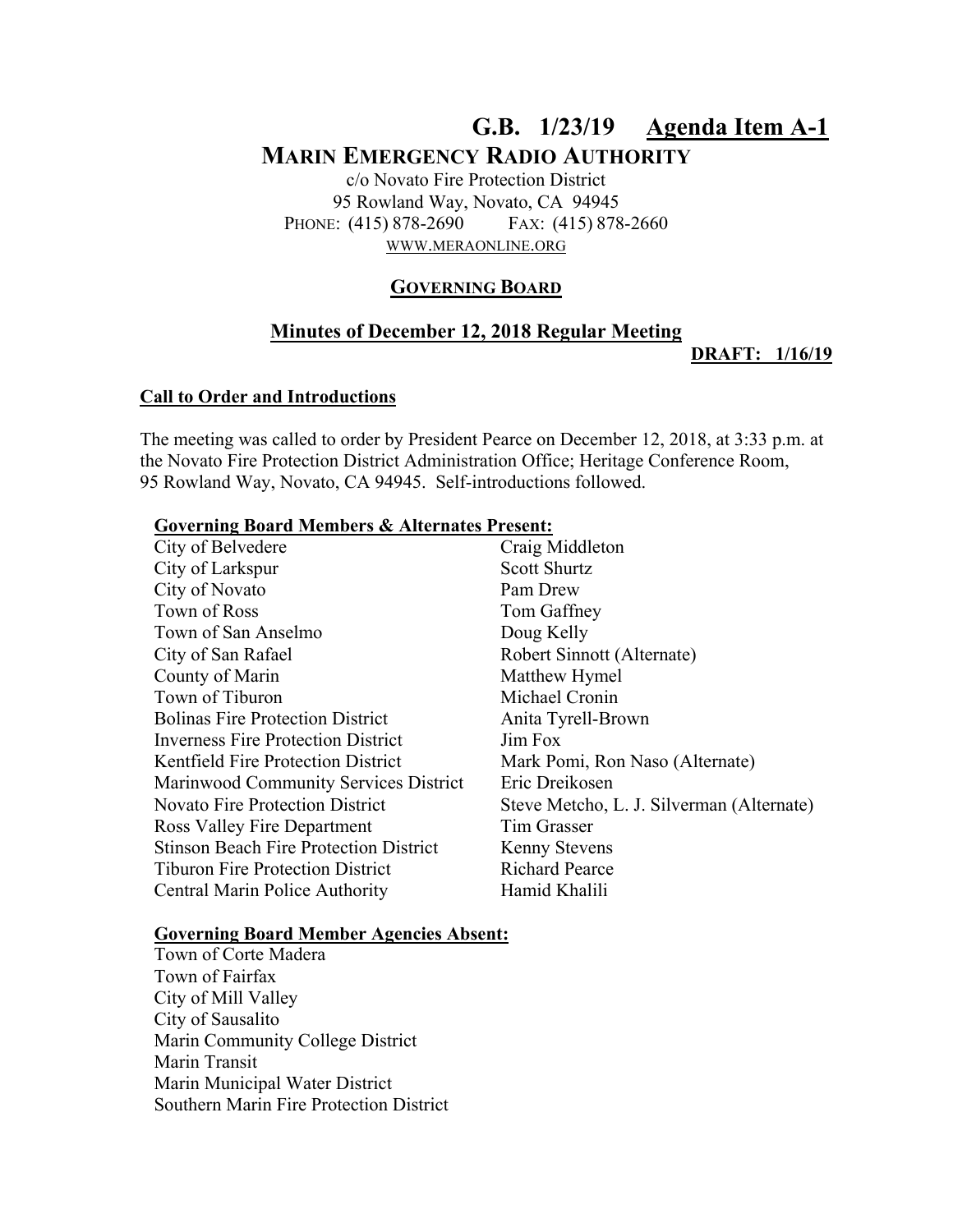# G.B. 1/23/19 Agenda Item A-1

## MARIN EMERGENCY RADIO AUTHORITY

c/o Novato Fire Protection District
95 Rowland Way, Novato, CA 94945
PHONE: (415) 878-2690 FAX: (415) 878-2660
WWW.MERAONLINE.ORG

### GOVERNING BOARD

### Minutes of December 12, 2018 Regular Meeting

**DRAFT: 1/16/19**

**Call to Order and Introductions**

The meeting was called to order by President Pearce on December 12, 2018, at 3:33 p.m. at the Novato Fire Protection District Administration Office; Heritage Conference Room, 95 Rowland Way, Novato, CA 94945. Self-introductions followed.

**Governing Board Members & Alternates Present:**

| | |
|---|---|
| City of Belvedere | Craig Middleton |
| City of Larkspur | Scott Shurtz |
| City of Novato | Pam Drew |
| Town of Ross | Tom Gaffney |
| Town of San Anselmo | Doug Kelly |
| City of San Rafael | Robert Sinnott (Alternate) |
| County of Marin | Matthew Hymel |
| Town of Tiburon | Michael Cronin |
| Bolinas Fire Protection District | Anita Tyrell-Brown |
| Inverness Fire Protection District | Jim Fox |
| Kentfield Fire Protection District | Mark Pomi, Ron Naso (Alternate) |
| Marinwood Community Services District | Eric Dreikosen |
| Novato Fire Protection District | Steve Metcho, L. J. Silverman (Alternate) |
| Ross Valley Fire Department | Tim Grasser |
| Stinson Beach Fire Protection District | Kenny Stevens |
| Tiburon Fire Protection District | Richard Pearce |
| Central Marin Police Authority | Hamid Khalili |

**Governing Board Member Agencies Absent:**

Town of Corte Madera
Town of Fairfax
City of Mill Valley
City of Sausalito
Marin Community College District
Marin Transit
Marin Municipal Water District
Southern Marin Fire Protection District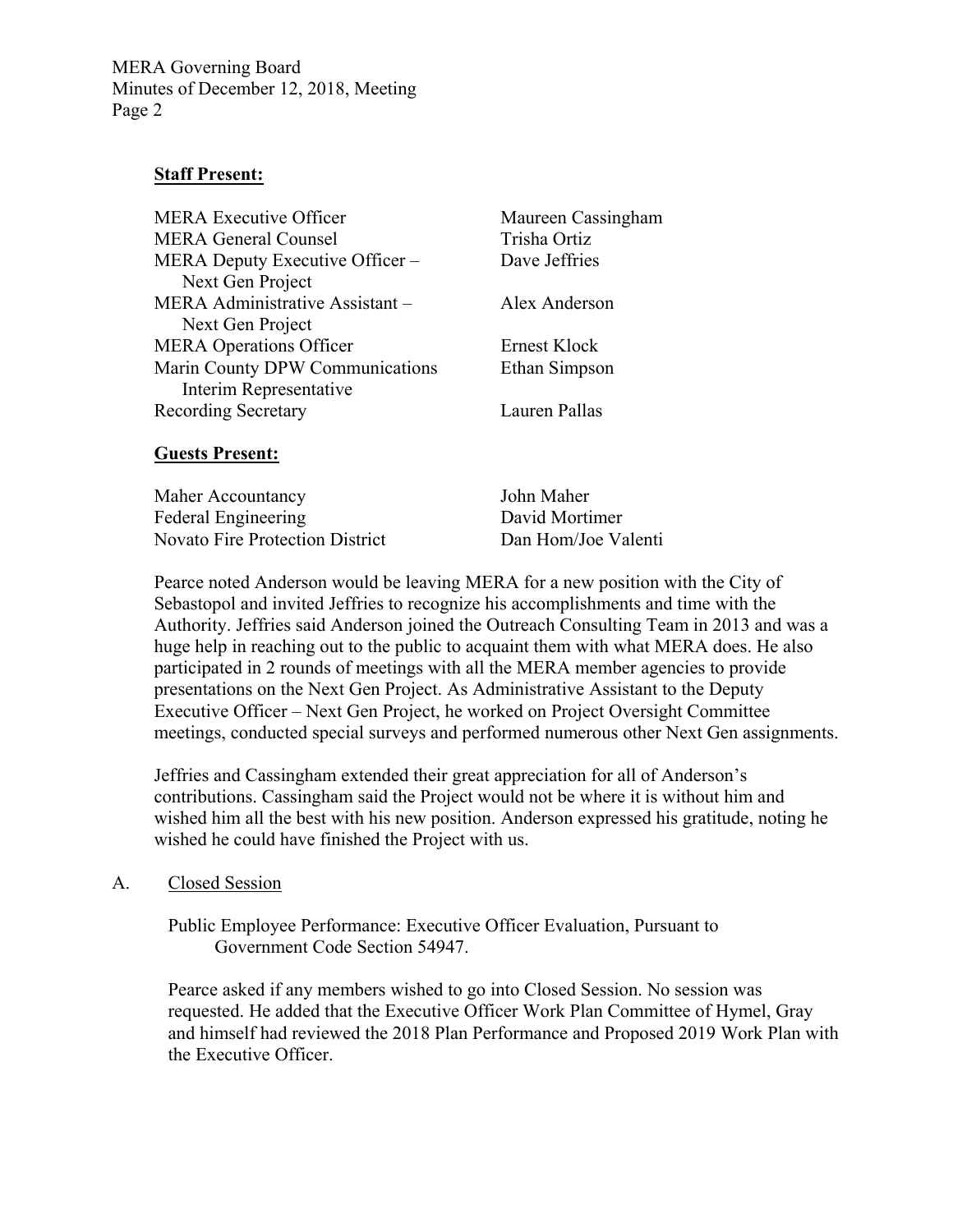**Staff Present:**

| | |
|---|---|
| MERA Executive Officer | Maureen Cassingham |
| MERA General Counsel | Trisha Ortiz |
| MERA Deputy Executive Officer – Next Gen Project | Dave Jeffries |
| MERA Administrative Assistant – Next Gen Project | Alex Anderson |
| MERA Operations Officer | Ernest Klock |
| Marin County DPW Communications Interim Representative | Ethan Simpson |
| Recording Secretary | Lauren Pallas |

**Guests Present:**

| | |
|---|---|
| Maher Accountancy | John Maher |
| Federal Engineering | David Mortimer |
| Novato Fire Protection District | Dan Hom/Joe Valenti |

Pearce noted Anderson would be leaving MERA for a new position with the City of Sebastopol and invited Jeffries to recognize his accomplishments and time with the Authority. Jeffries said Anderson joined the Outreach Consulting Team in 2013 and was a huge help in reaching out to the public to acquaint them with what MERA does. He also participated in 2 rounds of meetings with all the MERA member agencies to provide presentations on the Next Gen Project. As Administrative Assistant to the Deputy Executive Officer – Next Gen Project, he worked on Project Oversight Committee meetings, conducted special surveys and performed numerous other Next Gen assignments.

Jeffries and Cassingham extended their great appreciation for all of Anderson's contributions. Cassingham said the Project would not be where it is without him and wished him all the best with his new position. Anderson expressed his gratitude, noting he wished he could have finished the Project with us.

A. Closed Session

Public Employee Performance: Executive Officer Evaluation, Pursuant to Government Code Section 54947.

Pearce asked if any members wished to go into Closed Session. No session was requested. He added that the Executive Officer Work Plan Committee of Hymel, Gray and himself had reviewed the 2018 Plan Performance and Proposed 2019 Work Plan with the Executive Officer.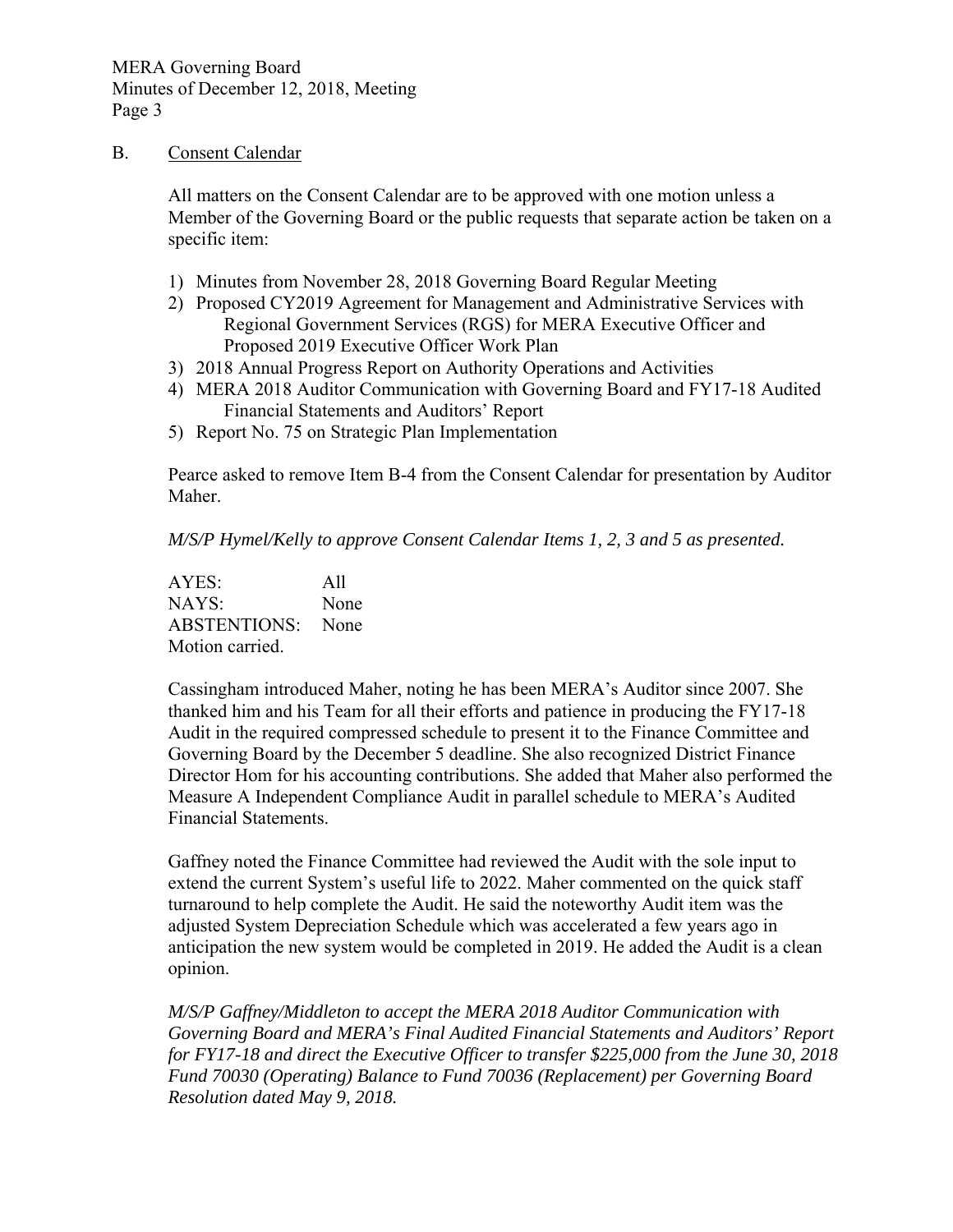B. Consent Calendar

All matters on the Consent Calendar are to be approved with one motion unless a Member of the Governing Board or the public requests that separate action be taken on a specific item:

1) Minutes from November 28, 2018 Governing Board Regular Meeting
2) Proposed CY2019 Agreement for Management and Administrative Services with Regional Government Services (RGS) for MERA Executive Officer and Proposed 2019 Executive Officer Work Plan
3) 2018 Annual Progress Report on Authority Operations and Activities
4) MERA 2018 Auditor Communication with Governing Board and FY17-18 Audited Financial Statements and Auditors' Report
5) Report No. 75 on Strategic Plan Implementation

Pearce asked to remove Item B-4 from the Consent Calendar for presentation by Auditor Maher.

*M/S/P Hymel/Kelly to approve Consent Calendar Items 1, 2, 3 and 5 as presented.*

AYES: All
NAYS: None
ABSTENTIONS: None
Motion carried.

Cassingham introduced Maher, noting he has been MERA's Auditor since 2007. She thanked him and his Team for all their efforts and patience in producing the FY17-18 Audit in the required compressed schedule to present it to the Finance Committee and Governing Board by the December 5 deadline. She also recognized District Finance Director Hom for his accounting contributions. She added that Maher also performed the Measure A Independent Compliance Audit in parallel schedule to MERA's Audited Financial Statements.

Gaffney noted the Finance Committee had reviewed the Audit with the sole input to extend the current System's useful life to 2022. Maher commented on the quick staff turnaround to help complete the Audit. He said the noteworthy Audit item was the adjusted System Depreciation Schedule which was accelerated a few years ago in anticipation the new system would be completed in 2019. He added the Audit is a clean opinion.

*M/S/P Gaffney/Middleton to accept the MERA 2018 Auditor Communication with Governing Board and MERA's Final Audited Financial Statements and Auditors' Report for FY17-18 and direct the Executive Officer to transfer $225,000 from the June 30, 2018 Fund 70030 (Operating) Balance to Fund 70036 (Replacement) per Governing Board Resolution dated May 9, 2018.*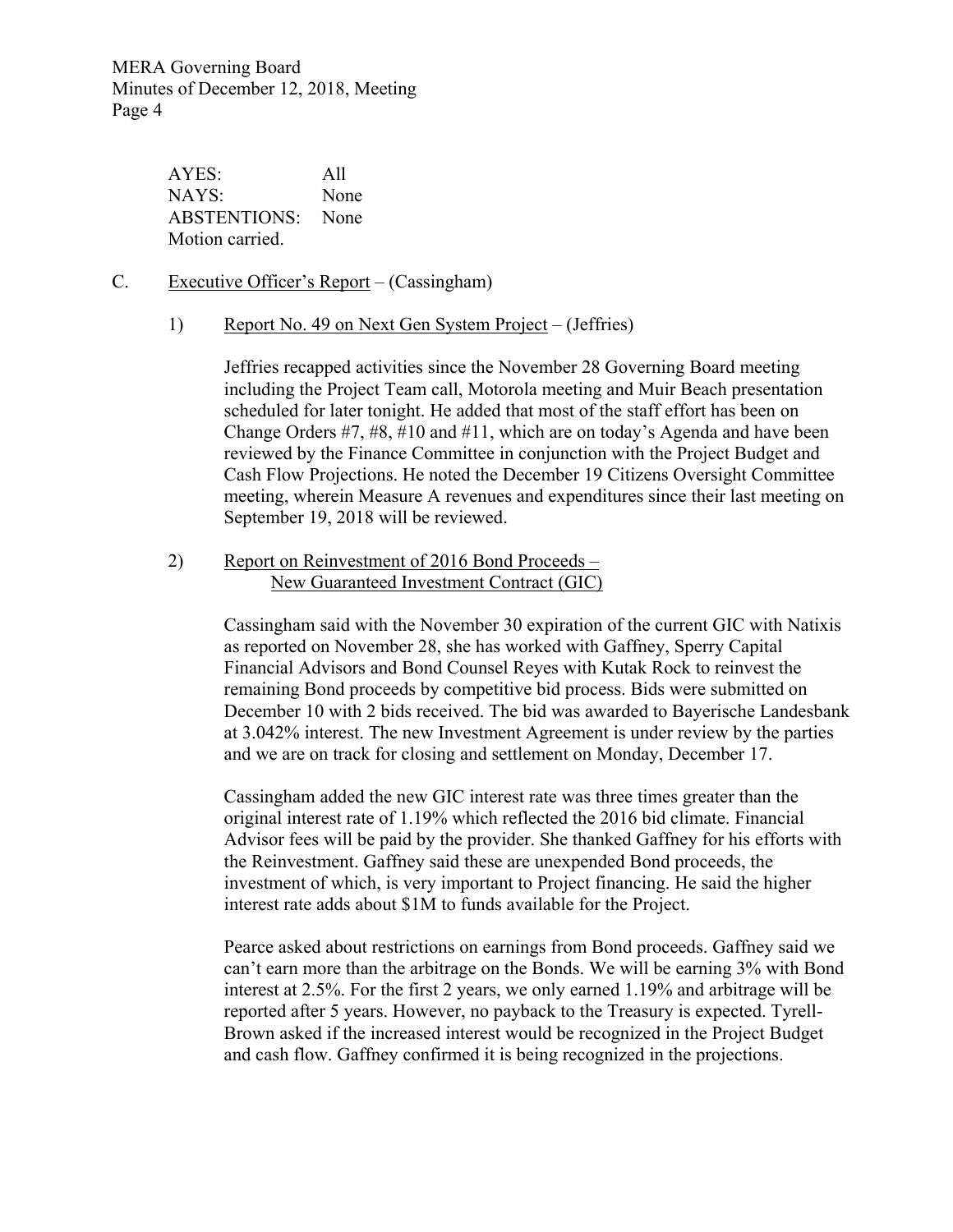AYES: All
NAYS: None
ABSTENTIONS: None
Motion carried.

C. Executive Officer's Report – (Cassingham)

1) Report No. 49 on Next Gen System Project – (Jeffries)

Jeffries recapped activities since the November 28 Governing Board meeting including the Project Team call, Motorola meeting and Muir Beach presentation scheduled for later tonight. He added that most of the staff effort has been on Change Orders #7, #8, #10 and #11, which are on today's Agenda and have been reviewed by the Finance Committee in conjunction with the Project Budget and Cash Flow Projections. He noted the December 19 Citizens Oversight Committee meeting, wherein Measure A revenues and expenditures since their last meeting on September 19, 2018 will be reviewed.

2) Report on Reinvestment of 2016 Bond Proceeds – New Guaranteed Investment Contract (GIC)

Cassingham said with the November 30 expiration of the current GIC with Natixis as reported on November 28, she has worked with Gaffney, Sperry Capital Financial Advisors and Bond Counsel Reyes with Kutak Rock to reinvest the remaining Bond proceeds by competitive bid process. Bids were submitted on December 10 with 2 bids received. The bid was awarded to Bayerische Landesbank at 3.042% interest. The new Investment Agreement is under review by the parties and we are on track for closing and settlement on Monday, December 17.

Cassingham added the new GIC interest rate was three times greater than the original interest rate of 1.19% which reflected the 2016 bid climate. Financial Advisor fees will be paid by the provider. She thanked Gaffney for his efforts with the Reinvestment. Gaffney said these are unexpended Bond proceeds, the investment of which, is very important to Project financing. He said the higher interest rate adds about $1M to funds available for the Project.

Pearce asked about restrictions on earnings from Bond proceeds. Gaffney said we can't earn more than the arbitrage on the Bonds. We will be earning 3% with Bond interest at 2.5%. For the first 2 years, we only earned 1.19% and arbitrage will be reported after 5 years. However, no payback to the Treasury is expected. Tyrell-Brown asked if the increased interest would be recognized in the Project Budget and cash flow. Gaffney confirmed it is being recognized in the projections.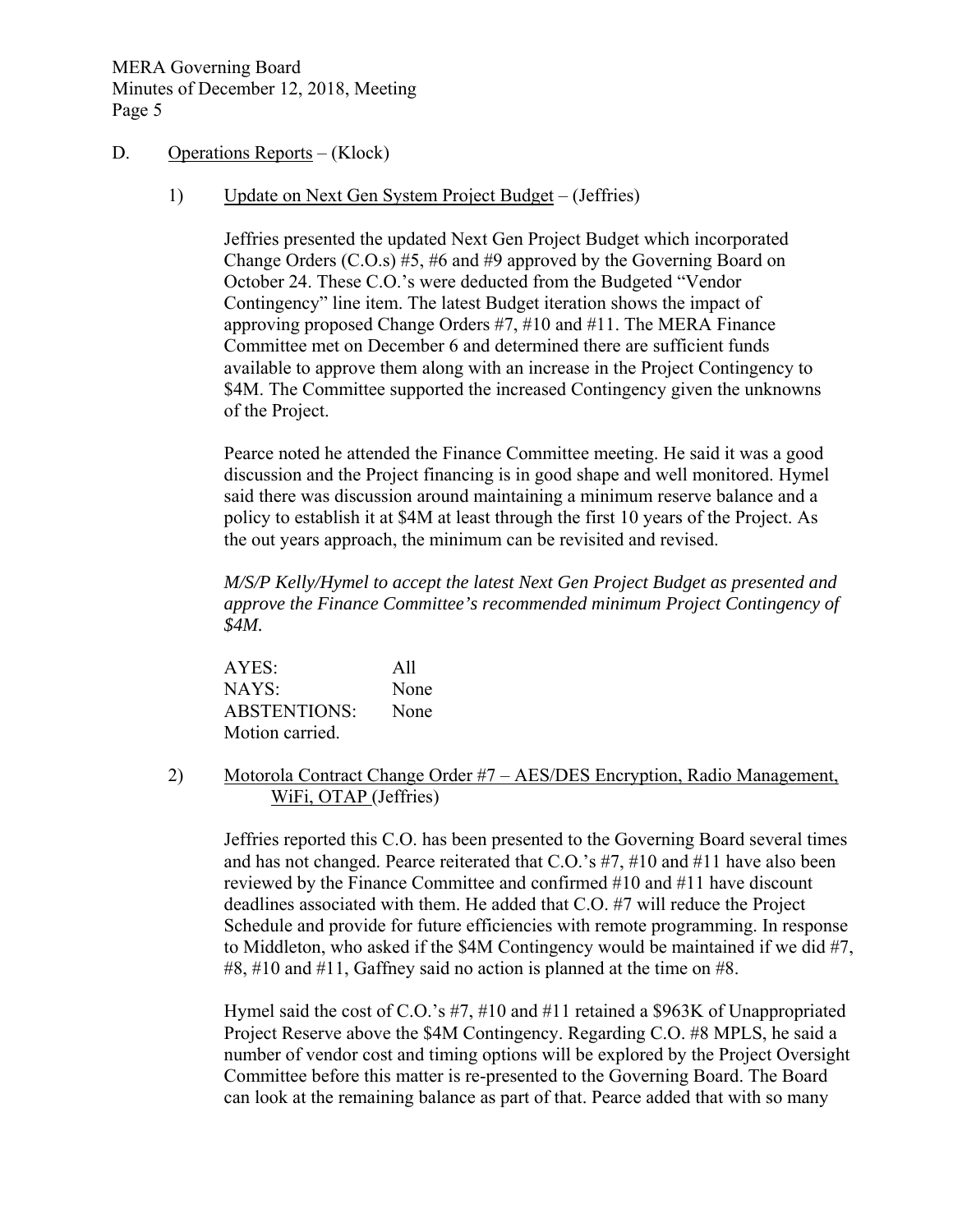D. Operations Reports – (Klock)

1) Update on Next Gen System Project Budget – (Jeffries)

Jeffries presented the updated Next Gen Project Budget which incorporated Change Orders (C.O.s) #5, #6 and #9 approved by the Governing Board on October 24. These C.O.'s were deducted from the Budgeted "Vendor Contingency" line item. The latest Budget iteration shows the impact of approving proposed Change Orders #7, #10 and #11. The MERA Finance Committee met on December 6 and determined there are sufficient funds available to approve them along with an increase in the Project Contingency to $4M. The Committee supported the increased Contingency given the unknowns of the Project.

Pearce noted he attended the Finance Committee meeting. He said it was a good discussion and the Project financing is in good shape and well monitored. Hymel said there was discussion around maintaining a minimum reserve balance and a policy to establish it at $4M at least through the first 10 years of the Project. As the out years approach, the minimum can be revisited and revised.

*M/S/P Kelly/Hymel to accept the latest Next Gen Project Budget as presented and approve the Finance Committee's recommended minimum Project Contingency of $4M.*

| | |
|---|---|
| AYES: | All |
| NAYS: | None |
| ABSTENTIONS: | None |

Motion carried.

2) Motorola Contract Change Order #7 – AES/DES Encryption, Radio Management, WiFi, OTAP (Jeffries)

Jeffries reported this C.O. has been presented to the Governing Board several times and has not changed. Pearce reiterated that C.O.'s #7, #10 and #11 have also been reviewed by the Finance Committee and confirmed #10 and #11 have discount deadlines associated with them. He added that C.O. #7 will reduce the Project Schedule and provide for future efficiencies with remote programming. In response to Middleton, who asked if the $4M Contingency would be maintained if we did #7, #8, #10 and #11, Gaffney said no action is planned at the time on #8.

Hymel said the cost of C.O.'s #7, #10 and #11 retained a $963K of Unappropriated Project Reserve above the $4M Contingency. Regarding C.O. #8 MPLS, he said a number of vendor cost and timing options will be explored by the Project Oversight Committee before this matter is re-presented to the Governing Board. The Board can look at the remaining balance as part of that. Pearce added that with so many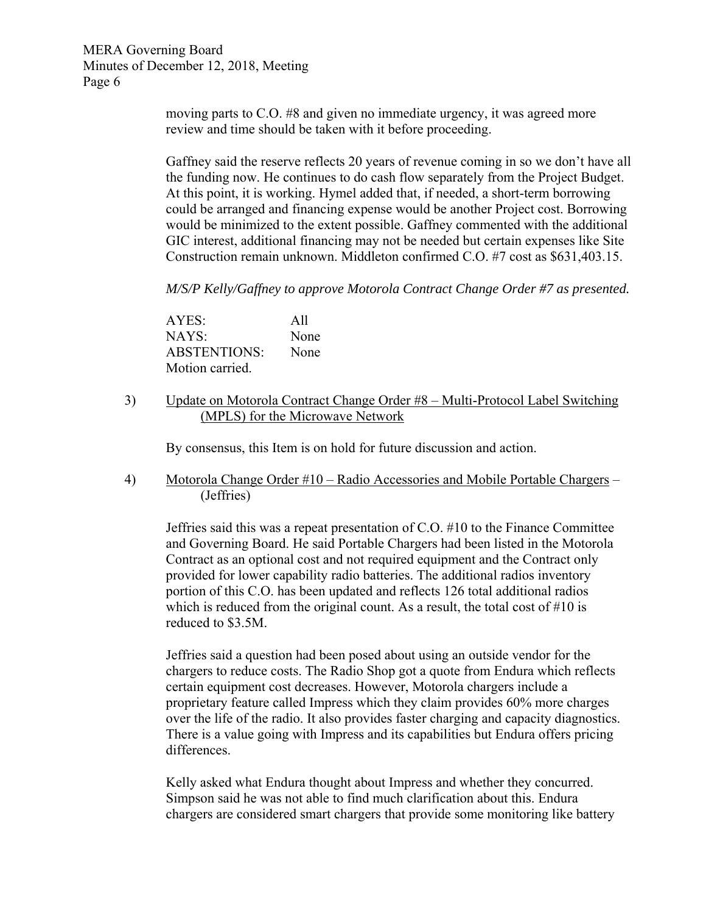moving parts to C.O. #8 and given no immediate urgency, it was agreed more review and time should be taken with it before proceeding.

Gaffney said the reserve reflects 20 years of revenue coming in so we don't have all the funding now. He continues to do cash flow separately from the Project Budget. At this point, it is working. Hymel added that, if needed, a short-term borrowing could be arranged and financing expense would be another Project cost. Borrowing would be minimized to the extent possible. Gaffney commented with the additional GIC interest, additional financing may not be needed but certain expenses like Site Construction remain unknown. Middleton confirmed C.O. #7 cost as $631,403.15.

*M/S/P Kelly/Gaffney to approve Motorola Contract Change Order #7 as presented.*

AYES: All
NAYS: None
ABSTENTIONS: None
Motion carried.

3) <u>Update on Motorola Contract Change Order #8 – Multi-Protocol Label Switching (MPLS) for the Microwave Network</u>

By consensus, this Item is on hold for future discussion and action.

4) <u>Motorola Change Order #10 – Radio Accessories and Mobile Portable Chargers</u> – (Jeffries)

Jeffries said this was a repeat presentation of C.O. #10 to the Finance Committee and Governing Board. He said Portable Chargers had been listed in the Motorola Contract as an optional cost and not required equipment and the Contract only provided for lower capability radio batteries. The additional radios inventory portion of this C.O. has been updated and reflects 126 total additional radios which is reduced from the original count. As a result, the total cost of #10 is reduced to $3.5M.

Jeffries said a question had been posed about using an outside vendor for the chargers to reduce costs. The Radio Shop got a quote from Endura which reflects certain equipment cost decreases. However, Motorola chargers include a proprietary feature called Impress which they claim provides 60% more charges over the life of the radio. It also provides faster charging and capacity diagnostics. There is a value going with Impress and its capabilities but Endura offers pricing differences.

Kelly asked what Endura thought about Impress and whether they concurred. Simpson said he was not able to find much clarification about this. Endura chargers are considered smart chargers that provide some monitoring like battery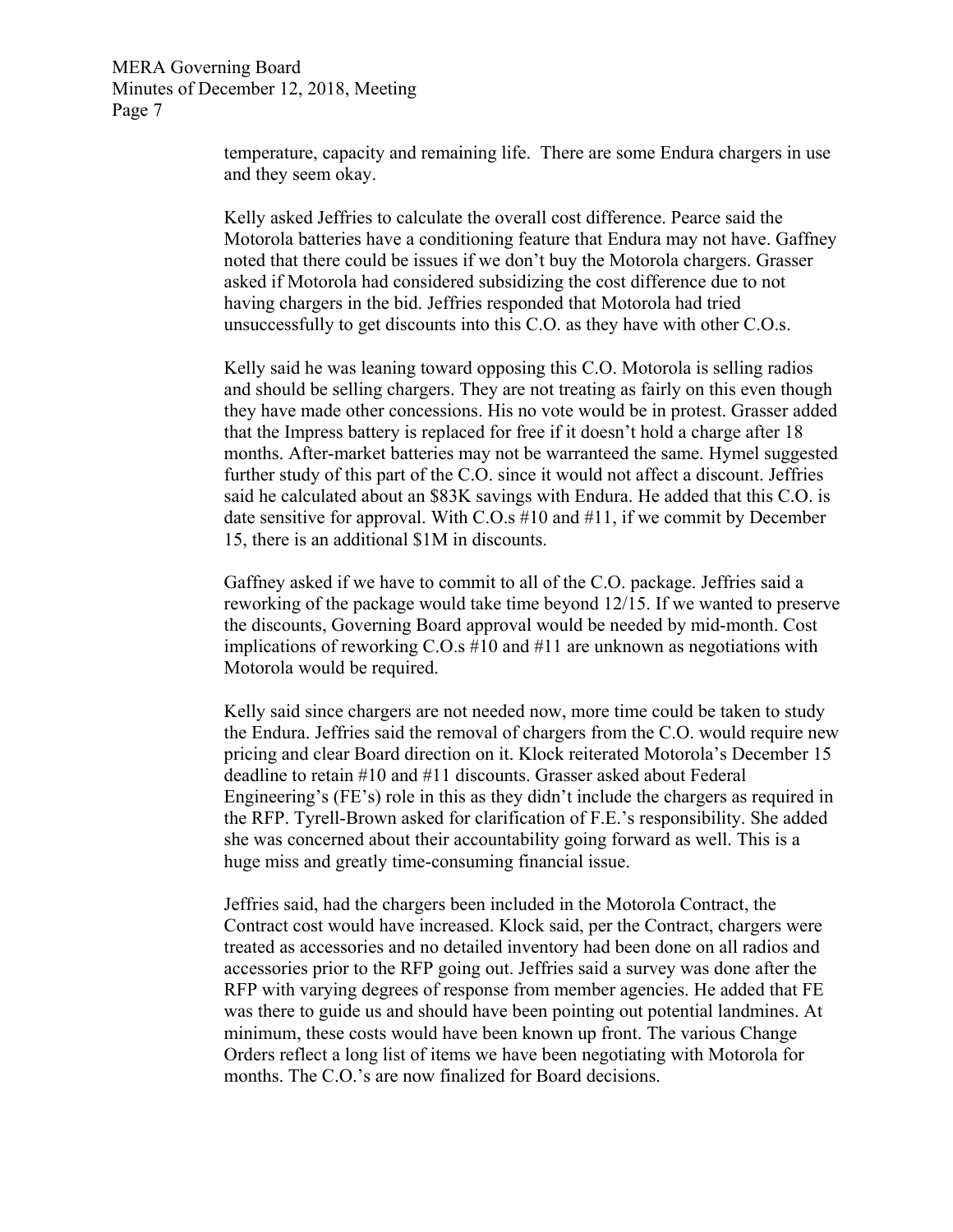temperature, capacity and remaining life. There are some Endura chargers in use and they seem okay.

Kelly asked Jeffries to calculate the overall cost difference. Pearce said the Motorola batteries have a conditioning feature that Endura may not have. Gaffney noted that there could be issues if we don't buy the Motorola chargers. Grasser asked if Motorola had considered subsidizing the cost difference due to not having chargers in the bid. Jeffries responded that Motorola had tried unsuccessfully to get discounts into this C.O. as they have with other C.O.s.

Kelly said he was leaning toward opposing this C.O. Motorola is selling radios and should be selling chargers. They are not treating as fairly on this even though they have made other concessions. His no vote would be in protest. Grasser added that the Impress battery is replaced for free if it doesn't hold a charge after 18 months. After-market batteries may not be warranteed the same. Hymel suggested further study of this part of the C.O. since it would not affect a discount. Jeffries said he calculated about an $83K savings with Endura. He added that this C.O. is date sensitive for approval. With C.O.s #10 and #11, if we commit by December 15, there is an additional $1M in discounts.

Gaffney asked if we have to commit to all of the C.O. package. Jeffries said a reworking of the package would take time beyond 12/15. If we wanted to preserve the discounts, Governing Board approval would be needed by mid-month. Cost implications of reworking C.O.s #10 and #11 are unknown as negotiations with Motorola would be required.

Kelly said since chargers are not needed now, more time could be taken to study the Endura. Jeffries said the removal of chargers from the C.O. would require new pricing and clear Board direction on it. Klock reiterated Motorola's December 15 deadline to retain #10 and #11 discounts. Grasser asked about Federal Engineering's (FE's) role in this as they didn't include the chargers as required in the RFP. Tyrell-Brown asked for clarification of F.E.'s responsibility. She added she was concerned about their accountability going forward as well. This is a huge miss and greatly time-consuming financial issue.

Jeffries said, had the chargers been included in the Motorola Contract, the Contract cost would have increased. Klock said, per the Contract, chargers were treated as accessories and no detailed inventory had been done on all radios and accessories prior to the RFP going out. Jeffries said a survey was done after the RFP with varying degrees of response from member agencies. He added that FE was there to guide us and should have been pointing out potential landmines. At minimum, these costs would have been known up front. The various Change Orders reflect a long list of items we have been negotiating with Motorola for months. The C.O.'s are now finalized for Board decisions.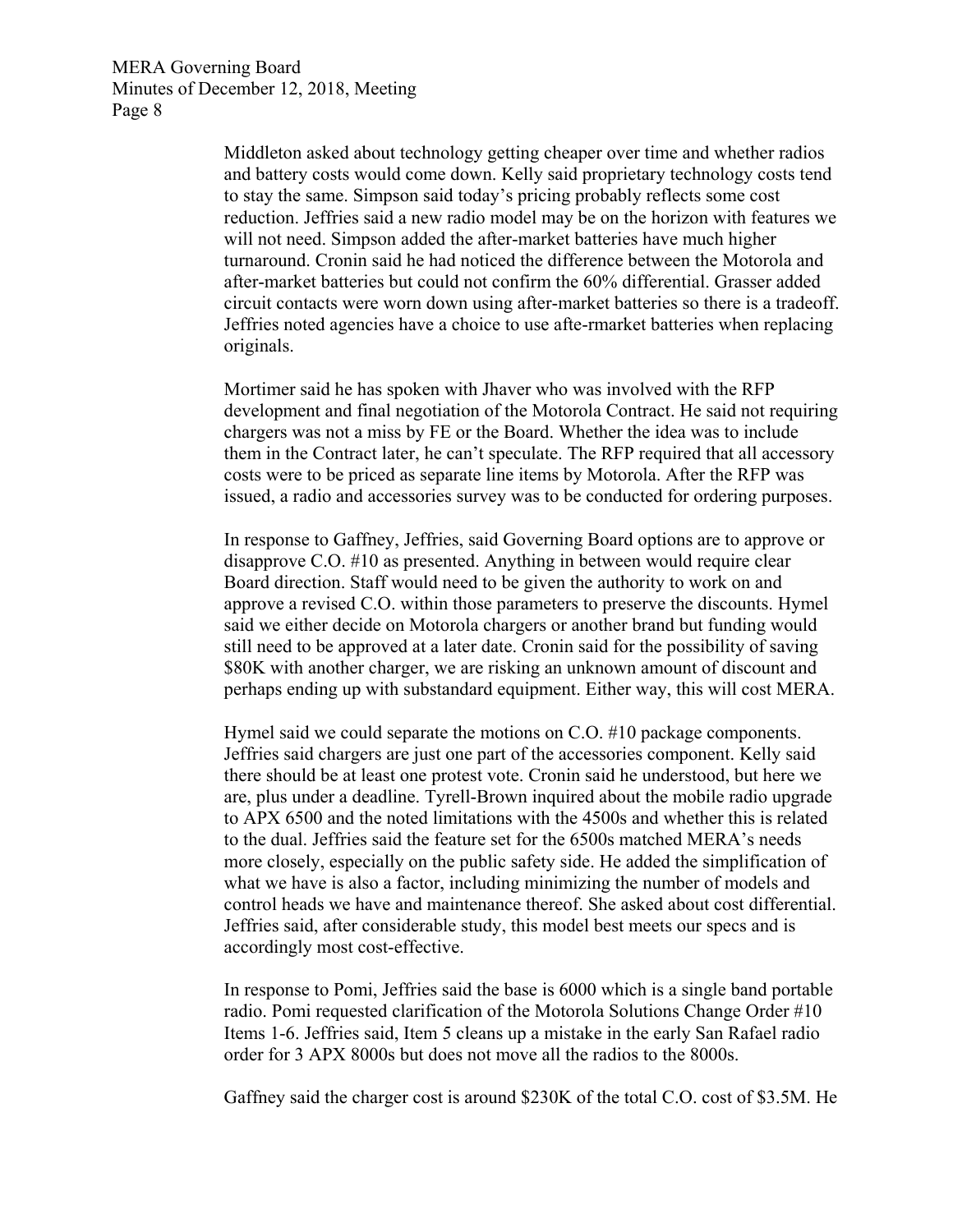Middleton asked about technology getting cheaper over time and whether radios and battery costs would come down. Kelly said proprietary technology costs tend to stay the same. Simpson said today's pricing probably reflects some cost reduction. Jeffries said a new radio model may be on the horizon with features we will not need. Simpson added the after-market batteries have much higher turnaround. Cronin said he had noticed the difference between the Motorola and after-market batteries but could not confirm the 60% differential. Grasser added circuit contacts were worn down using after-market batteries so there is a tradeoff. Jeffries noted agencies have a choice to use afte-rmarket batteries when replacing originals.

Mortimer said he has spoken with Jhaver who was involved with the RFP development and final negotiation of the Motorola Contract. He said not requiring chargers was not a miss by FE or the Board. Whether the idea was to include them in the Contract later, he can't speculate. The RFP required that all accessory costs were to be priced as separate line items by Motorola. After the RFP was issued, a radio and accessories survey was to be conducted for ordering purposes.

In response to Gaffney, Jeffries, said Governing Board options are to approve or disapprove C.O. #10 as presented. Anything in between would require clear Board direction. Staff would need to be given the authority to work on and approve a revised C.O. within those parameters to preserve the discounts. Hymel said we either decide on Motorola chargers or another brand but funding would still need to be approved at a later date. Cronin said for the possibility of saving $80K with another charger, we are risking an unknown amount of discount and perhaps ending up with substandard equipment. Either way, this will cost MERA.

Hymel said we could separate the motions on C.O. #10 package components. Jeffries said chargers are just one part of the accessories component. Kelly said there should be at least one protest vote. Cronin said he understood, but here we are, plus under a deadline. Tyrell-Brown inquired about the mobile radio upgrade to APX 6500 and the noted limitations with the 4500s and whether this is related to the dual. Jeffries said the feature set for the 6500s matched MERA's needs more closely, especially on the public safety side. He added the simplification of what we have is also a factor, including minimizing the number of models and control heads we have and maintenance thereof. She asked about cost differential. Jeffries said, after considerable study, this model best meets our specs and is accordingly most cost-effective.

In response to Pomi, Jeffries said the base is 6000 which is a single band portable radio. Pomi requested clarification of the Motorola Solutions Change Order #10 Items 1-6. Jeffries said, Item 5 cleans up a mistake in the early San Rafael radio order for 3 APX 8000s but does not move all the radios to the 8000s.

Gaffney said the charger cost is around $230K of the total C.O. cost of $3.5M. He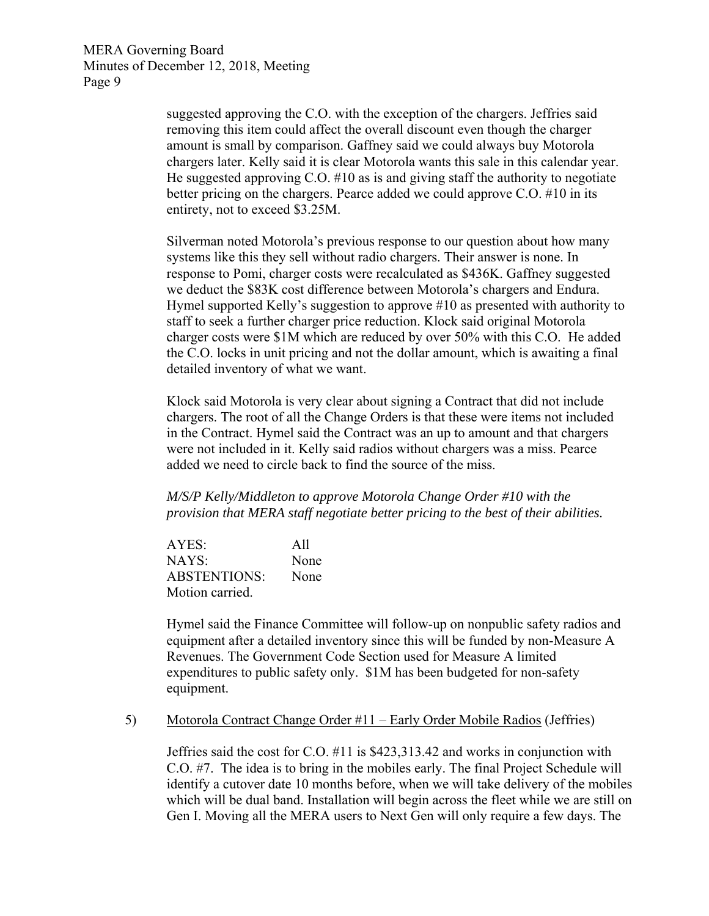suggested approving the C.O. with the exception of the chargers. Jeffries said removing this item could affect the overall discount even though the charger amount is small by comparison. Gaffney said we could always buy Motorola chargers later. Kelly said it is clear Motorola wants this sale in this calendar year. He suggested approving C.O. #10 as is and giving staff the authority to negotiate better pricing on the chargers. Pearce added we could approve C.O. #10 in its entirety, not to exceed $3.25M.

Silverman noted Motorola's previous response to our question about how many systems like this they sell without radio chargers. Their answer is none. In response to Pomi, charger costs were recalculated as $436K. Gaffney suggested we deduct the $83K cost difference between Motorola's chargers and Endura. Hymel supported Kelly's suggestion to approve #10 as presented with authority to staff to seek a further charger price reduction. Klock said original Motorola charger costs were $1M which are reduced by over 50% with this C.O. He added the C.O. locks in unit pricing and not the dollar amount, which is awaiting a final detailed inventory of what we want.

Klock said Motorola is very clear about signing a Contract that did not include chargers. The root of all the Change Orders is that these were items not included in the Contract. Hymel said the Contract was an up to amount and that chargers were not included in it. Kelly said radios without chargers was a miss. Pearce added we need to circle back to find the source of the miss.

*M/S/P Kelly/Middleton to approve Motorola Change Order #10 with the provision that MERA staff negotiate better pricing to the best of their abilities.*

AYES: All
NAYS: None
ABSTENTIONS: None
Motion carried.

Hymel said the Finance Committee will follow-up on nonpublic safety radios and equipment after a detailed inventory since this will be funded by non-Measure A Revenues. The Government Code Section used for Measure A limited expenditures to public safety only. $1M has been budgeted for non-safety equipment.

5) Motorola Contract Change Order #11 – Early Order Mobile Radios (Jeffries)

Jeffries said the cost for C.O. #11 is $423,313.42 and works in conjunction with C.O. #7. The idea is to bring in the mobiles early. The final Project Schedule will identify a cutover date 10 months before, when we will take delivery of the mobiles which will be dual band. Installation will begin across the fleet while we are still on Gen I. Moving all the MERA users to Next Gen will only require a few days. The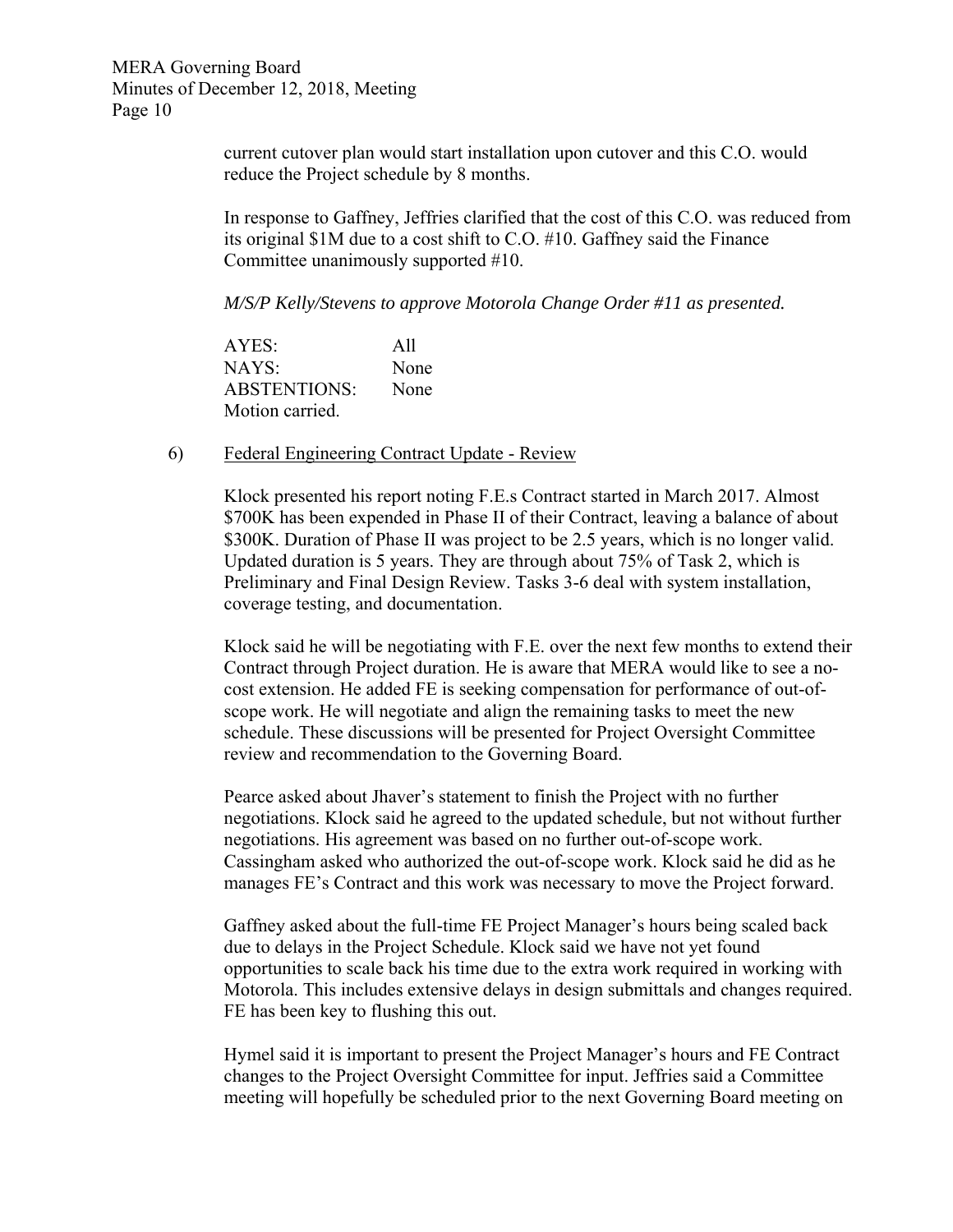current cutover plan would start installation upon cutover and this C.O. would reduce the Project schedule by 8 months.

In response to Gaffney, Jeffries clarified that the cost of this C.O. was reduced from its original $1M due to a cost shift to C.O. #10. Gaffney said the Finance Committee unanimously supported #10.

*M/S/P Kelly/Stevens to approve Motorola Change Order #11 as presented.*

| | |
|---|---|
| AYES: | All |
| NAYS: | None |
| ABSTENTIONS: | None |

Motion carried.

6) Federal Engineering Contract Update - Review

Klock presented his report noting F.E.s Contract started in March 2017. Almost $700K has been expended in Phase II of their Contract, leaving a balance of about $300K. Duration of Phase II was project to be 2.5 years, which is no longer valid. Updated duration is 5 years. They are through about 75% of Task 2, which is Preliminary and Final Design Review. Tasks 3-6 deal with system installation, coverage testing, and documentation.

Klock said he will be negotiating with F.E. over the next few months to extend their Contract through Project duration. He is aware that MERA would like to see a no-cost extension. He added FE is seeking compensation for performance of out-of-scope work. He will negotiate and align the remaining tasks to meet the new schedule. These discussions will be presented for Project Oversight Committee review and recommendation to the Governing Board.

Pearce asked about Jhaver's statement to finish the Project with no further negotiations. Klock said he agreed to the updated schedule, but not without further negotiations. His agreement was based on no further out-of-scope work. Cassingham asked who authorized the out-of-scope work. Klock said he did as he manages FE's Contract and this work was necessary to move the Project forward.

Gaffney asked about the full-time FE Project Manager's hours being scaled back due to delays in the Project Schedule. Klock said we have not yet found opportunities to scale back his time due to the extra work required in working with Motorola. This includes extensive delays in design submittals and changes required. FE has been key to flushing this out.

Hymel said it is important to present the Project Manager's hours and FE Contract changes to the Project Oversight Committee for input. Jeffries said a Committee meeting will hopefully be scheduled prior to the next Governing Board meeting on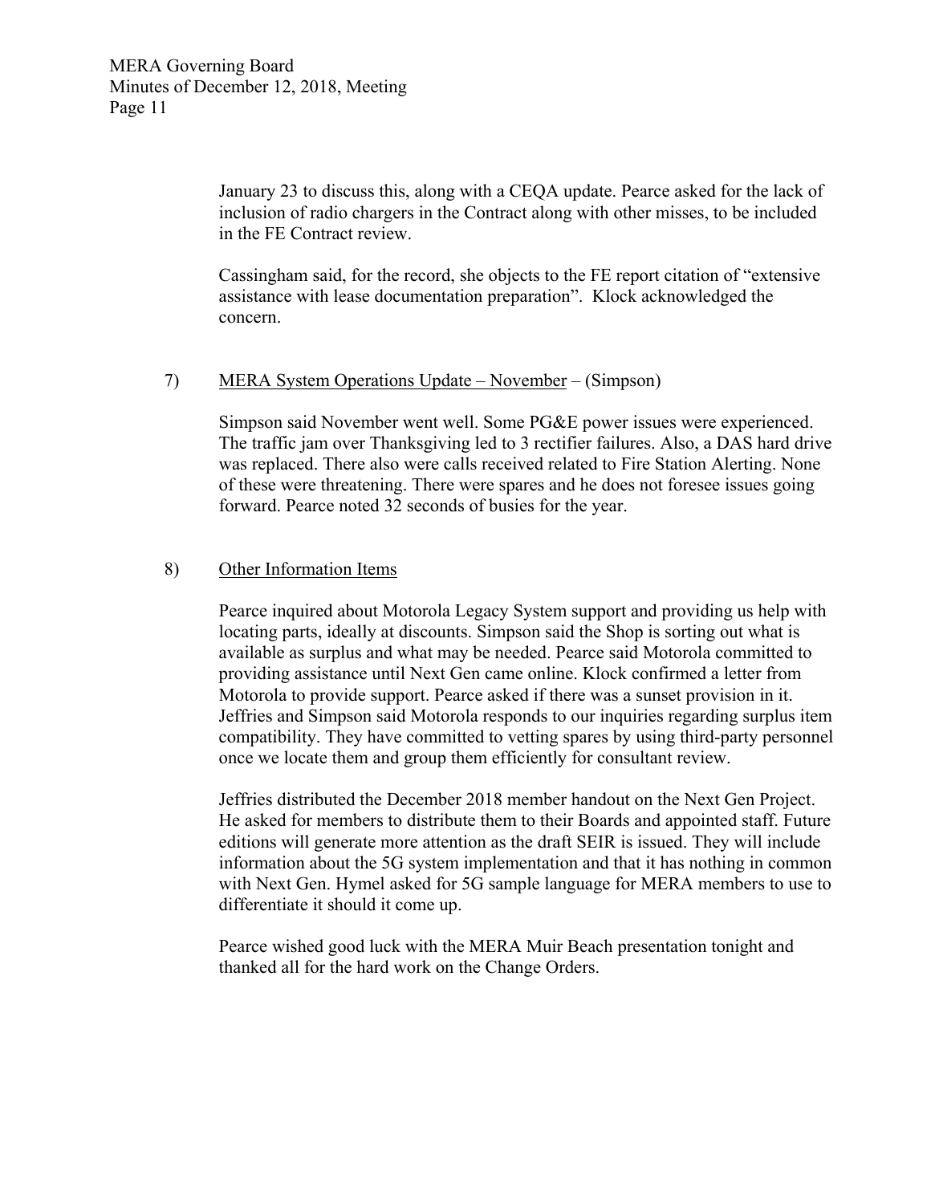January 23 to discuss this, along with a CEQA update. Pearce asked for the lack of inclusion of radio chargers in the Contract along with other misses, to be included in the FE Contract review.

Cassingham said, for the record, she objects to the FE report citation of "extensive assistance with lease documentation preparation". Klock acknowledged the concern.

7) MERA System Operations Update – November – (Simpson)

Simpson said November went well. Some PG&E power issues were experienced. The traffic jam over Thanksgiving led to 3 rectifier failures. Also, a DAS hard drive was replaced. There also were calls received related to Fire Station Alerting. None of these were threatening. There were spares and he does not foresee issues going forward. Pearce noted 32 seconds of busies for the year.

8) Other Information Items

Pearce inquired about Motorola Legacy System support and providing us help with locating parts, ideally at discounts. Simpson said the Shop is sorting out what is available as surplus and what may be needed. Pearce said Motorola committed to providing assistance until Next Gen came online. Klock confirmed a letter from Motorola to provide support. Pearce asked if there was a sunset provision in it. Jeffries and Simpson said Motorola responds to our inquiries regarding surplus item compatibility. They have committed to vetting spares by using third-party personnel once we locate them and group them efficiently for consultant review.

Jeffries distributed the December 2018 member handout on the Next Gen Project. He asked for members to distribute them to their Boards and appointed staff. Future editions will generate more attention as the draft SEIR is issued. They will include information about the 5G system implementation and that it has nothing in common with Next Gen. Hymel asked for 5G sample language for MERA members to use to differentiate it should it come up.

Pearce wished good luck with the MERA Muir Beach presentation tonight and thanked all for the hard work on the Change Orders.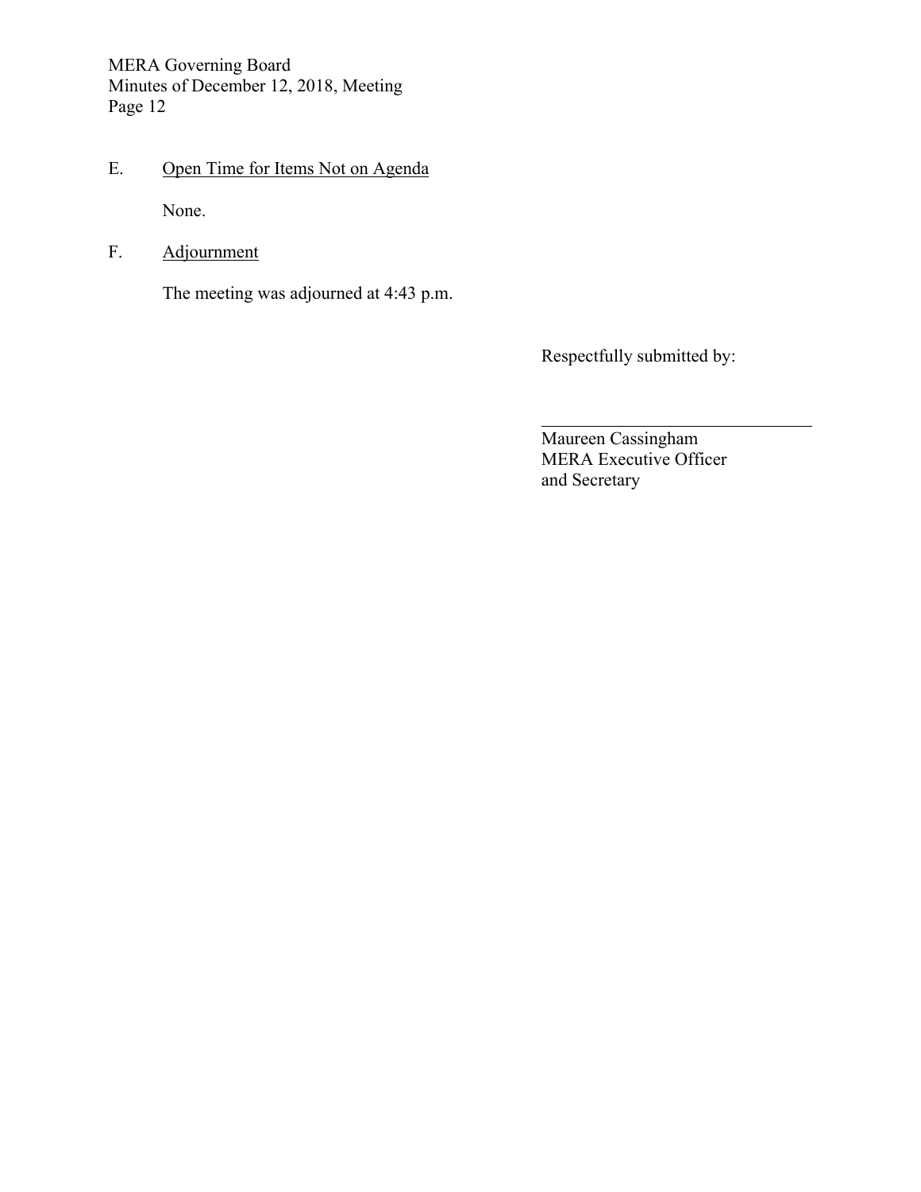E. Open Time for Items Not on Agenda

None.

F. Adjournment

The meeting was adjourned at 4:43 p.m.

Respectfully submitted by:

\_\_\_\_\_\_\_\_\_\_\_\_\_\_\_\_\_\_\_\_\_\_\_\_\_\_\_\_\_\_

Maureen Cassingham
MERA Executive Officer
and Secretary